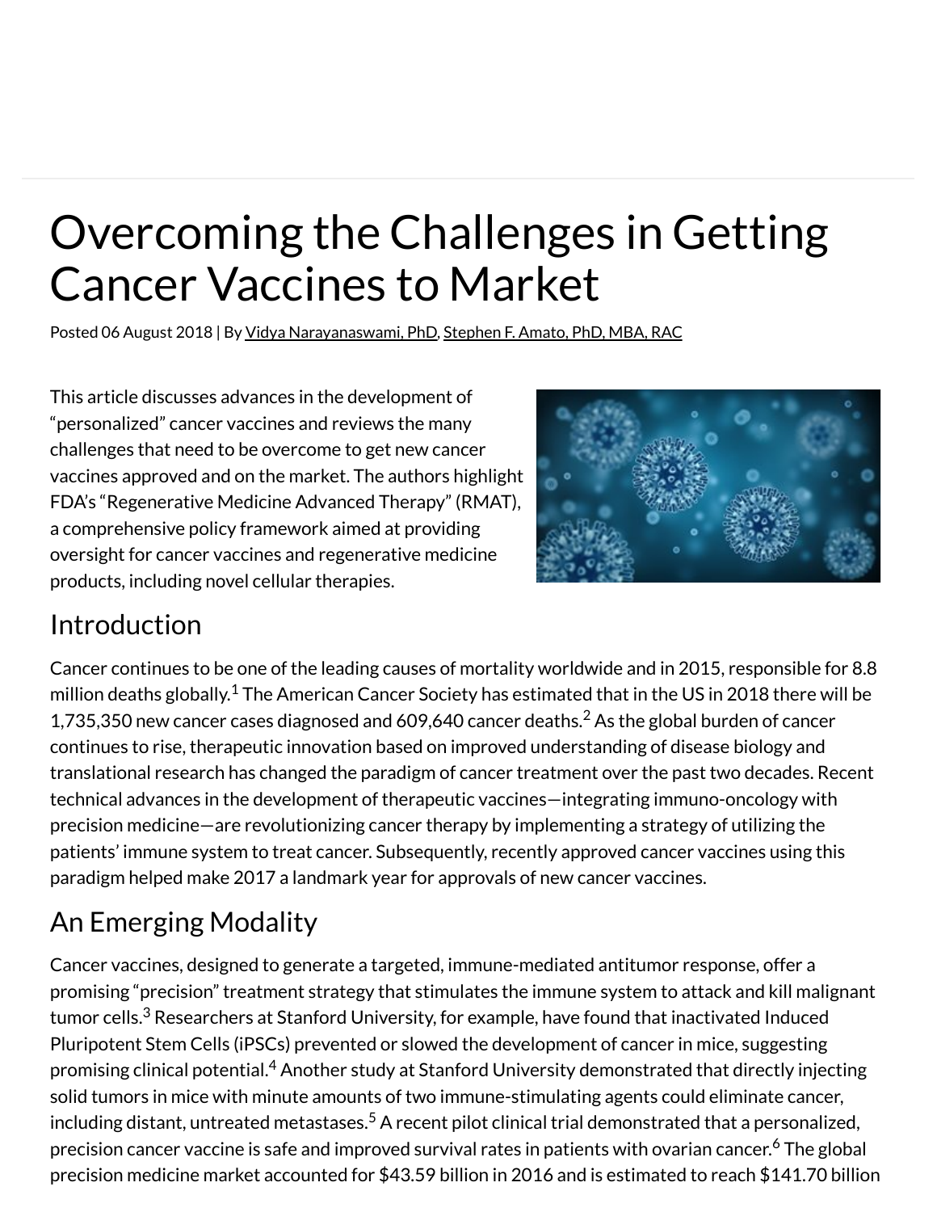# Overcoming the Challenges in Getting Cancer Vaccines to Market

Posted 06 August 2018 | By Vidya Narayanaswami, PhD, Stephen F. Amato, PhD, MBA, RAC

This article discusses advances in the development of "personalized" cancer vaccines and reviews the many challenges that need to be overcome to get new cancer vaccines approved and on the market. The authors highlight FDA's "Regenerative Medicine Advanced Therapy" (RMAT), a comprehensive policy framework aimed at providing oversight for cancer vaccines and regenerative medicine products, including novel cellular therapies.

## Introduction

Cancer continues to be one of the leading causes of mortality worldwide and in 2015, responsible for 8.8 million deaths globally.[1] The American Cancer Society has estimated that in the US in 2018 there will be 1,735,350 new cancer cases diagnosed and 609,640 cancer deaths.[2] As the global burden of cancer continues to rise, therapeutic innovation based on improved understanding of disease biology and translational research has changed the paradigm of cancer treatment over the past two decades. Recent technical advances in the development of therapeutic vaccines—integrating immuno-oncology with precision medicine—are revolutionizing cancer therapy by implementing a strategy of utilizing the patients' immune system to treat cancer. Subsequently, recently approved cancer vaccines using this paradigm helped make 2017 a landmark year for approvals of new cancer vaccines.

## An Emerging Modality

Cancer vaccines, designed to generate a targeted, immune-mediated antitumor response, offer a promising "precision" treatment strategy that stimulates the immune system to attack and kill malignant tumor cells.[3] Researchers at Stanford University, for example, have found that inactivated Induced Pluripotent Stem Cells (iPSCs) prevented or slowed the development of cancer in mice, suggesting promising clinical potential.[4] Another study at Stanford University demonstrated that directly injecting solid tumors in mice with minute amounts of two immune-stimulating agents could eliminate cancer, including distant, untreated metastases.[5] A recent pilot clinical trial demonstrated that a personalized, precision cancer vaccine is safe and improved survival rates in patients with ovarian cancer.[6] The global precision medicine market accounted for $43.59 billion in 2016 and is estimated to reach $141.70 billion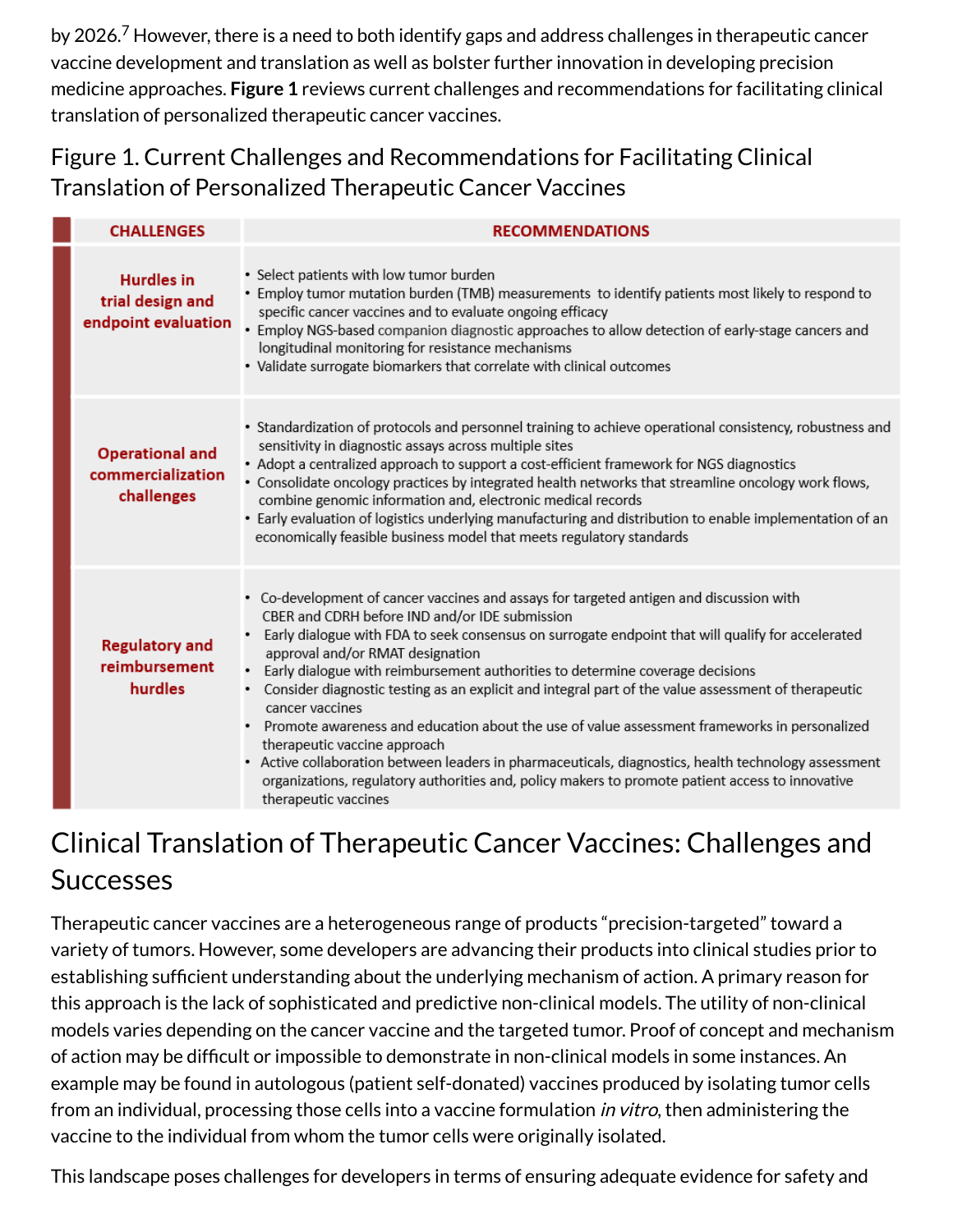by 2026.[7] However, there is a need to both identify gaps and address challenges in therapeutic cancer vaccine development and translation as well as bolster further innovation in developing precision medicine approaches. **Figure 1** reviews current challenges and recommendations for facilitating clinical translation of personalized therapeutic cancer vaccines.

## Figure 1. Current Challenges and Recommendations for Facilitating Clinical Translation of Personalized Therapeutic Cancer Vaccines

| CHALLENGES | RECOMMENDATIONS |
|---|---|
| **Hurdles in trial design and endpoint evaluation** | • Select patients with low tumor burden<br>• Employ tumor mutation burden (TMB) measurements to identify patients most likely to respond to specific cancer vaccines and to evaluate ongoing efficacy<br>• Employ NGS-based companion diagnostic approaches to allow detection of early-stage cancers and longitudinal monitoring for resistance mechanisms<br>• Validate surrogate biomarkers that correlate with clinical outcomes |
| **Operational and commercialization challenges** | • Standardization of protocols and personnel training to achieve operational consistency, robustness and sensitivity in diagnostic assays across multiple sites<br>• Adopt a centralized approach to support a cost-efficient framework for NGS diagnostics<br>• Consolidate oncology practices by integrated health networks that streamline oncology work flows, combine genomic information and, electronic medical records<br>• Early evaluation of logistics underlying manufacturing and distribution to enable implementation of an economically feasible business model that meets regulatory standards |
| **Regulatory and reimbursement hurdles** | • Co-development of cancer vaccines and assays for targeted antigen and discussion with CBER and CDRH before IND and/or IDE submission<br>• Early dialogue with FDA to seek consensus on surrogate endpoint that will qualify for accelerated approval and/or RMAT designation<br>• Early dialogue with reimbursement authorities to determine coverage decisions<br>• Consider diagnostic testing as an explicit and integral part of the value assessment of therapeutic cancer vaccines<br>• Promote awareness and education about the use of value assessment frameworks in personalized therapeutic vaccine approach<br>• Active collaboration between leaders in pharmaceuticals, diagnostics, health technology assessment organizations, regulatory authorities and, policy makers to promote patient access to innovative therapeutic vaccines |

# Clinical Translation of Therapeutic Cancer Vaccines: Challenges and Successes

Therapeutic cancer vaccines are a heterogeneous range of products "precision-targeted" toward a variety of tumors. However, some developers are advancing their products into clinical studies prior to establishing sufficient understanding about the underlying mechanism of action. A primary reason for this approach is the lack of sophisticated and predictive non-clinical models. The utility of non-clinical models varies depending on the cancer vaccine and the targeted tumor. Proof of concept and mechanism of action may be difficult or impossible to demonstrate in non-clinical models in some instances. An example may be found in autologous (patient self-donated) vaccines produced by isolating tumor cells from an individual, processing those cells into a vaccine formulation *in vitro*, then administering the vaccine to the individual from whom the tumor cells were originally isolated.

This landscape poses challenges for developers in terms of ensuring adequate evidence for safety and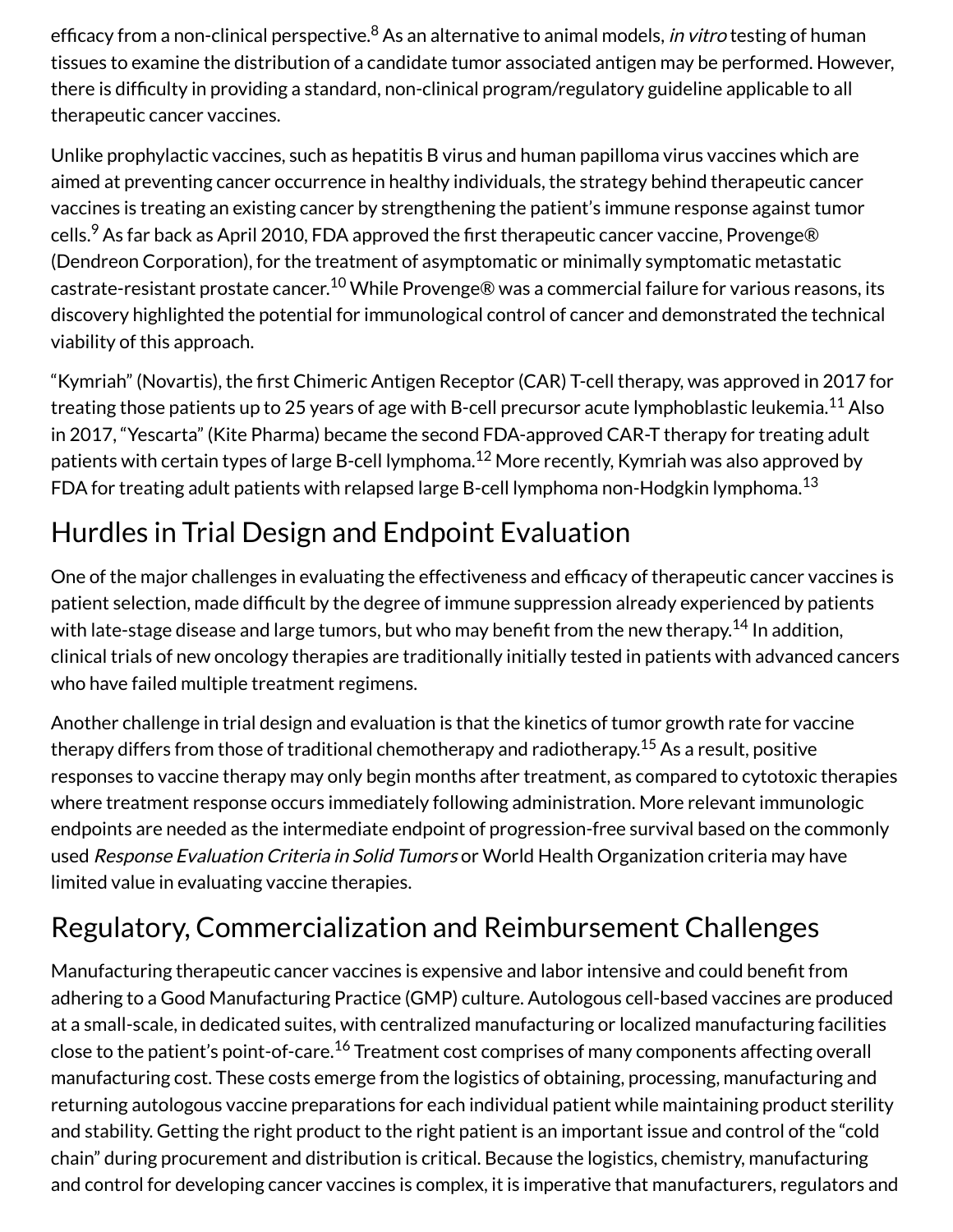efficacy from a non-clinical perspective.[8] As an alternative to animal models, *in vitro* testing of human tissues to examine the distribution of a candidate tumor associated antigen may be performed. However, there is difficulty in providing a standard, non-clinical program/regulatory guideline applicable to all therapeutic cancer vaccines.

Unlike prophylactic vaccines, such as hepatitis B virus and human papilloma virus vaccines which are aimed at preventing cancer occurrence in healthy individuals, the strategy behind therapeutic cancer vaccines is treating an existing cancer by strengthening the patient's immune response against tumor cells.[9] As far back as April 2010, FDA approved the first therapeutic cancer vaccine, Provenge® (Dendreon Corporation), for the treatment of asymptomatic or minimally symptomatic metastatic castrate-resistant prostate cancer.[10] While Provenge® was a commercial failure for various reasons, its discovery highlighted the potential for immunological control of cancer and demonstrated the technical viability of this approach.

"Kymriah" (Novartis), the first Chimeric Antigen Receptor (CAR) T-cell therapy, was approved in 2017 for treating those patients up to 25 years of age with B-cell precursor acute lymphoblastic leukemia.[11] Also in 2017, "Yescarta" (Kite Pharma) became the second FDA-approved CAR-T therapy for treating adult patients with certain types of large B-cell lymphoma.[12] More recently, Kymriah was also approved by FDA for treating adult patients with relapsed large B-cell lymphoma non-Hodgkin lymphoma.[13]

## Hurdles in Trial Design and Endpoint Evaluation

One of the major challenges in evaluating the effectiveness and efficacy of therapeutic cancer vaccines is patient selection, made difficult by the degree of immune suppression already experienced by patients with late-stage disease and large tumors, but who may benefit from the new therapy.[14] In addition, clinical trials of new oncology therapies are traditionally initially tested in patients with advanced cancers who have failed multiple treatment regimens.

Another challenge in trial design and evaluation is that the kinetics of tumor growth rate for vaccine therapy differs from those of traditional chemotherapy and radiotherapy.[15] As a result, positive responses to vaccine therapy may only begin months after treatment, as compared to cytotoxic therapies where treatment response occurs immediately following administration. More relevant immunologic endpoints are needed as the intermediate endpoint of progression-free survival based on the commonly used *Response Evaluation Criteria in Solid Tumors* or World Health Organization criteria may have limited value in evaluating vaccine therapies.

## Regulatory, Commercialization and Reimbursement Challenges

Manufacturing therapeutic cancer vaccines is expensive and labor intensive and could benefit from adhering to a Good Manufacturing Practice (GMP) culture. Autologous cell-based vaccines are produced at a small-scale, in dedicated suites, with centralized manufacturing or localized manufacturing facilities close to the patient's point-of-care.[16] Treatment cost comprises of many components affecting overall manufacturing cost. These costs emerge from the logistics of obtaining, processing, manufacturing and returning autologous vaccine preparations for each individual patient while maintaining product sterility and stability. Getting the right product to the right patient is an important issue and control of the "cold chain" during procurement and distribution is critical. Because the logistics, chemistry, manufacturing and control for developing cancer vaccines is complex, it is imperative that manufacturers, regulators and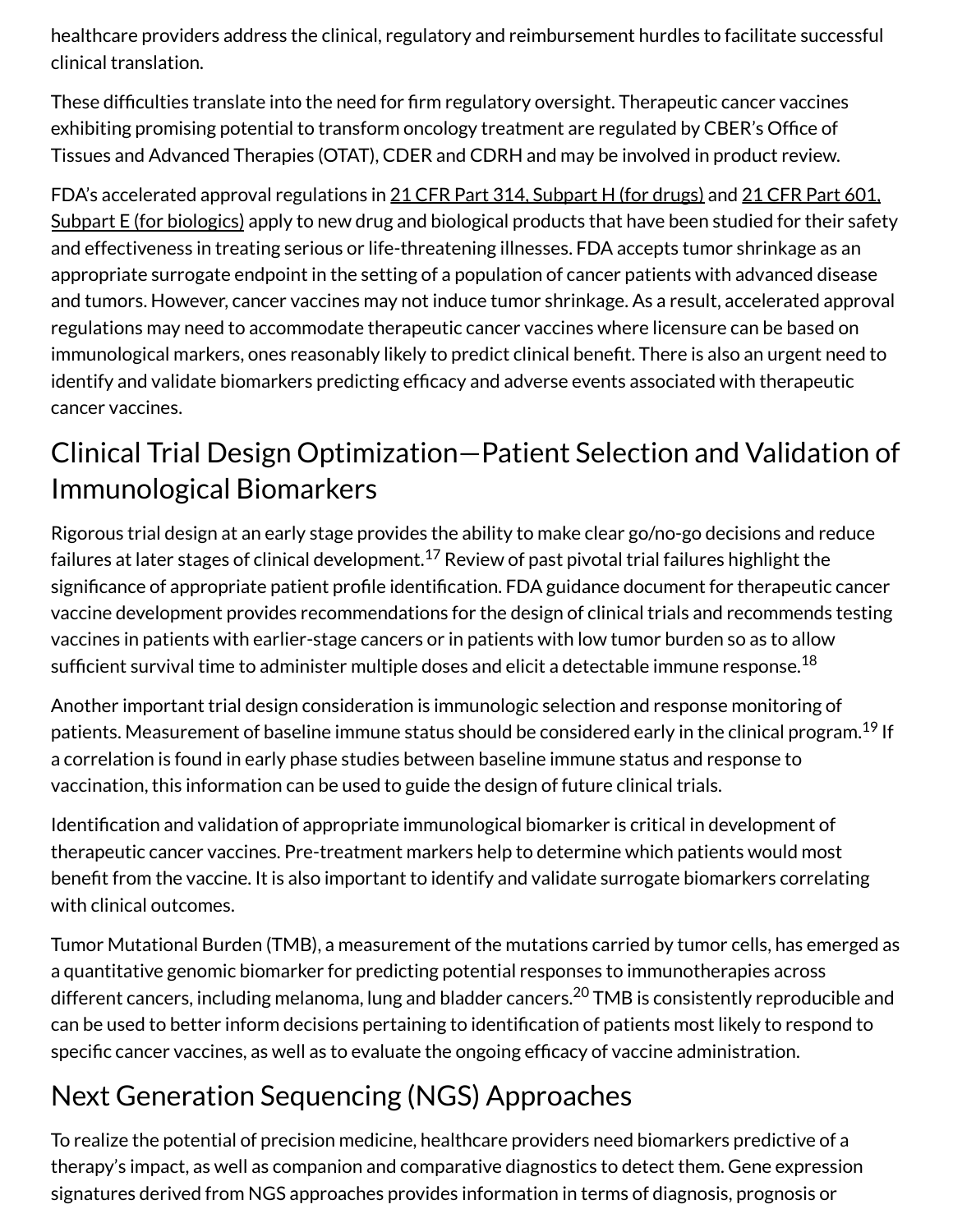healthcare providers address the clinical, regulatory and reimbursement hurdles to facilitate successful clinical translation.

These difficulties translate into the need for firm regulatory oversight. Therapeutic cancer vaccines exhibiting promising potential to transform oncology treatment are regulated by CBER's Office of Tissues and Advanced Therapies (OTAT), CDER and CDRH and may be involved in product review.

FDA's accelerated approval regulations in 21 CFR Part 314, Subpart H (for drugs) and 21 CFR Part 601, Subpart E (for biologics) apply to new drug and biological products that have been studied for their safety and effectiveness in treating serious or life-threatening illnesses. FDA accepts tumor shrinkage as an appropriate surrogate endpoint in the setting of a population of cancer patients with advanced disease and tumors. However, cancer vaccines may not induce tumor shrinkage. As a result, accelerated approval regulations may need to accommodate therapeutic cancer vaccines where licensure can be based on immunological markers, ones reasonably likely to predict clinical benefit. There is also an urgent need to identify and validate biomarkers predicting efficacy and adverse events associated with therapeutic cancer vaccines.

## Clinical Trial Design Optimization—Patient Selection and Validation of Immunological Biomarkers

Rigorous trial design at an early stage provides the ability to make clear go/no-go decisions and reduce failures at later stages of clinical development.[17] Review of past pivotal trial failures highlight the significance of appropriate patient profile identification. FDA guidance document for therapeutic cancer vaccine development provides recommendations for the design of clinical trials and recommends testing vaccines in patients with earlier-stage cancers or in patients with low tumor burden so as to allow sufficient survival time to administer multiple doses and elicit a detectable immune response.[18]

Another important trial design consideration is immunologic selection and response monitoring of patients. Measurement of baseline immune status should be considered early in the clinical program.[19] If a correlation is found in early phase studies between baseline immune status and response to vaccination, this information can be used to guide the design of future clinical trials.

Identification and validation of appropriate immunological biomarker is critical in development of therapeutic cancer vaccines. Pre-treatment markers help to determine which patients would most benefit from the vaccine. It is also important to identify and validate surrogate biomarkers correlating with clinical outcomes.

Tumor Mutational Burden (TMB), a measurement of the mutations carried by tumor cells, has emerged as a quantitative genomic biomarker for predicting potential responses to immunotherapies across different cancers, including melanoma, lung and bladder cancers.[20] TMB is consistently reproducible and can be used to better inform decisions pertaining to identification of patients most likely to respond to specific cancer vaccines, as well as to evaluate the ongoing efficacy of vaccine administration.

## Next Generation Sequencing (NGS) Approaches

To realize the potential of precision medicine, healthcare providers need biomarkers predictive of a therapy's impact, as well as companion and comparative diagnostics to detect them. Gene expression signatures derived from NGS approaches provides information in terms of diagnosis, prognosis or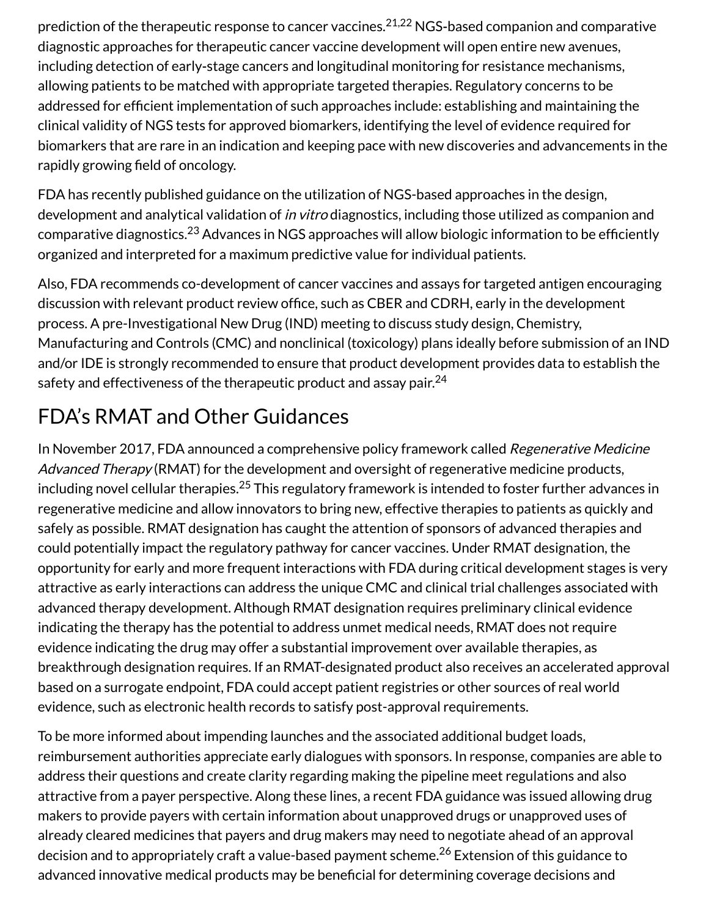prediction of the therapeutic response to cancer vaccines.[21,22] NGS-based companion and comparative diagnostic approaches for therapeutic cancer vaccine development will open entire new avenues, including detection of early-stage cancers and longitudinal monitoring for resistance mechanisms, allowing patients to be matched with appropriate targeted therapies. Regulatory concerns to be addressed for efficient implementation of such approaches include: establishing and maintaining the clinical validity of NGS tests for approved biomarkers, identifying the level of evidence required for biomarkers that are rare in an indication and keeping pace with new discoveries and advancements in the rapidly growing field of oncology.

FDA has recently published guidance on the utilization of NGS-based approaches in the design, development and analytical validation of *in vitro* diagnostics, including those utilized as companion and comparative diagnostics.[23] Advances in NGS approaches will allow biologic information to be efficiently organized and interpreted for a maximum predictive value for individual patients.

Also, FDA recommends co-development of cancer vaccines and assays for targeted antigen encouraging discussion with relevant product review office, such as CBER and CDRH, early in the development process. A pre-Investigational New Drug (IND) meeting to discuss study design, Chemistry, Manufacturing and Controls (CMC) and nonclinical (toxicology) plans ideally before submission of an IND and/or IDE is strongly recommended to ensure that product development provides data to establish the safety and effectiveness of the therapeutic product and assay pair.[24]

## FDA's RMAT and Other Guidances

In November 2017, FDA announced a comprehensive policy framework called *Regenerative Medicine Advanced Therapy* (RMAT) for the development and oversight of regenerative medicine products, including novel cellular therapies.[25] This regulatory framework is intended to foster further advances in regenerative medicine and allow innovators to bring new, effective therapies to patients as quickly and safely as possible. RMAT designation has caught the attention of sponsors of advanced therapies and could potentially impact the regulatory pathway for cancer vaccines. Under RMAT designation, the opportunity for early and more frequent interactions with FDA during critical development stages is very attractive as early interactions can address the unique CMC and clinical trial challenges associated with advanced therapy development. Although RMAT designation requires preliminary clinical evidence indicating the therapy has the potential to address unmet medical needs, RMAT does not require evidence indicating the drug may offer a substantial improvement over available therapies, as breakthrough designation requires. If an RMAT-designated product also receives an accelerated approval based on a surrogate endpoint, FDA could accept patient registries or other sources of real world evidence, such as electronic health records to satisfy post-approval requirements.

To be more informed about impending launches and the associated additional budget loads, reimbursement authorities appreciate early dialogues with sponsors. In response, companies are able to address their questions and create clarity regarding making the pipeline meet regulations and also attractive from a payer perspective. Along these lines, a recent FDA guidance was issued allowing drug makers to provide payers with certain information about unapproved drugs or unapproved uses of already cleared medicines that payers and drug makers may need to negotiate ahead of an approval decision and to appropriately craft a value-based payment scheme.[26] Extension of this guidance to advanced innovative medical products may be beneficial for determining coverage decisions and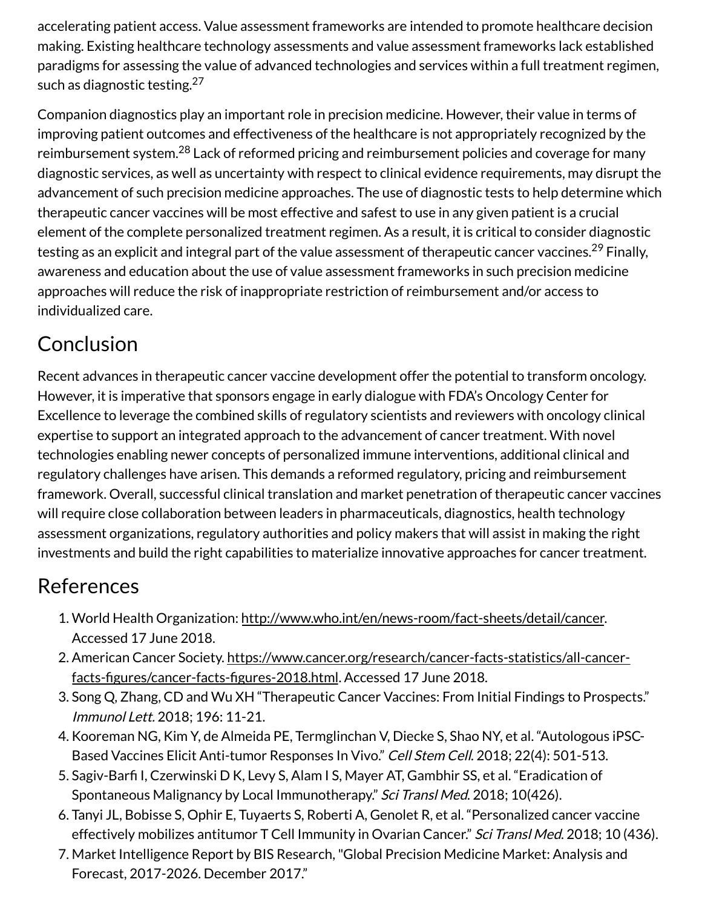accelerating patient access. Value assessment frameworks are intended to promote healthcare decision making. Existing healthcare technology assessments and value assessment frameworks lack established paradigms for assessing the value of advanced technologies and services within a full treatment regimen, such as diagnostic testing.[27]

Companion diagnostics play an important role in precision medicine. However, their value in terms of improving patient outcomes and effectiveness of the healthcare is not appropriately recognized by the reimbursement system.[28] Lack of reformed pricing and reimbursement policies and coverage for many diagnostic services, as well as uncertainty with respect to clinical evidence requirements, may disrupt the advancement of such precision medicine approaches. The use of diagnostic tests to help determine which therapeutic cancer vaccines will be most effective and safest to use in any given patient is a crucial element of the complete personalized treatment regimen. As a result, it is critical to consider diagnostic testing as an explicit and integral part of the value assessment of therapeutic cancer vaccines.[29] Finally, awareness and education about the use of value assessment frameworks in such precision medicine approaches will reduce the risk of inappropriate restriction of reimbursement and/or access to individualized care.

## Conclusion

Recent advances in therapeutic cancer vaccine development offer the potential to transform oncology. However, it is imperative that sponsors engage in early dialogue with FDA's Oncology Center for Excellence to leverage the combined skills of regulatory scientists and reviewers with oncology clinical expertise to support an integrated approach to the advancement of cancer treatment. With novel technologies enabling newer concepts of personalized immune interventions, additional clinical and regulatory challenges have arisen. This demands a reformed regulatory, pricing and reimbursement framework. Overall, successful clinical translation and market penetration of therapeutic cancer vaccines will require close collaboration between leaders in pharmaceuticals, diagnostics, health technology assessment organizations, regulatory authorities and policy makers that will assist in making the right investments and build the right capabilities to materialize innovative approaches for cancer treatment.

## References

1. World Health Organization: http://www.who.int/en/news-room/fact-sheets/detail/cancer. Accessed 17 June 2018.
2. American Cancer Society. https://www.cancer.org/research/cancer-facts-statistics/all-cancer-facts-figures/cancer-facts-figures-2018.html. Accessed 17 June 2018.
3. Song Q, Zhang, CD and Wu XH "Therapeutic Cancer Vaccines: From Initial Findings to Prospects." *Immunol Lett.* 2018; 196: 11-21.
4. Kooreman NG, Kim Y, de Almeida PE, Termglinchan V, Diecke S, Shao NY, et al. "Autologous iPSC-Based Vaccines Elicit Anti-tumor Responses In Vivo." *Cell Stem Cell.* 2018; 22(4): 501-513.
5. Sagiv-Barfi I, Czerwinski D K, Levy S, Alam I S, Mayer AT, Gambhir SS, et al. "Eradication of Spontaneous Malignancy by Local Immunotherapy." *Sci Transl Med.* 2018; 10(426).
6. Tanyi JL, Bobisse S, Ophir E, Tuyaerts S, Roberti A, Genolet R, et al. "Personalized cancer vaccine effectively mobilizes antitumor T Cell Immunity in Ovarian Cancer." *Sci Transl Med.* 2018; 10 (436).
7. Market Intelligence Report by BIS Research, "Global Precision Medicine Market: Analysis and Forecast, 2017-2026. December 2017."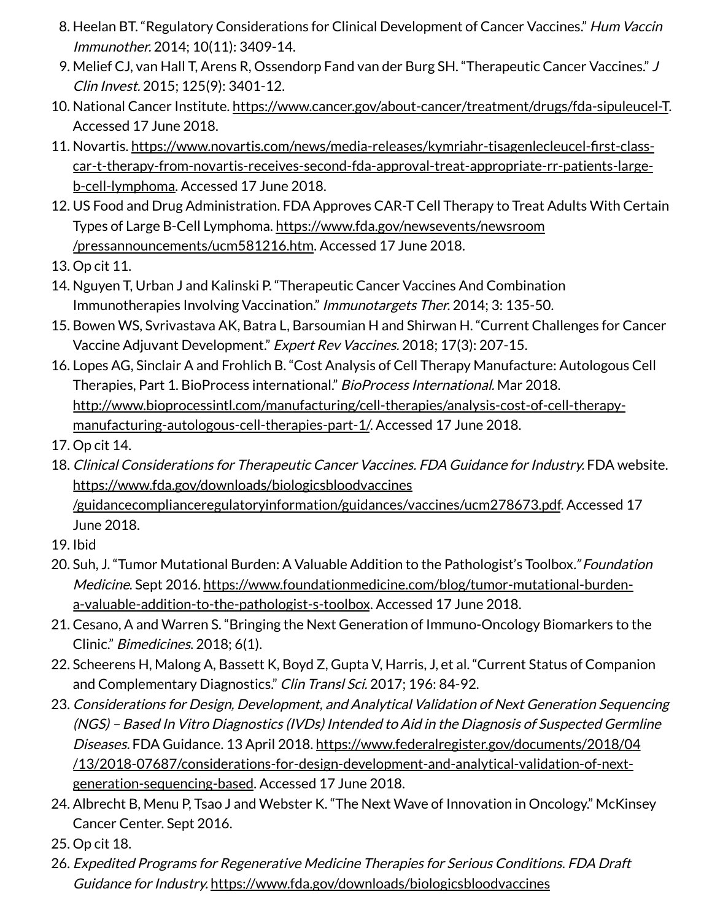8. Heelan BT. "Regulatory Considerations for Clinical Development of Cancer Vaccines." *Hum Vaccin Immunother.* 2014; 10(11): 3409-14.
9. Melief CJ, van Hall T, Arens R, Ossendorp Fand van der Burg SH. "Therapeutic Cancer Vaccines." *J Clin Invest.* 2015; 125(9): 3401-12.
10. National Cancer Institute. https://www.cancer.gov/about-cancer/treatment/drugs/fda-sipuleucel-T. Accessed 17 June 2018.
11. Novartis. https://www.novartis.com/news/media-releases/kymriahr-tisagenlecleucel-first-class-car-t-therapy-from-novartis-receives-second-fda-approval-treat-appropriate-rr-patients-large-b-cell-lymphoma. Accessed 17 June 2018.
12. US Food and Drug Administration. FDA Approves CAR-T Cell Therapy to Treat Adults With Certain Types of Large B-Cell Lymphoma. https://www.fda.gov/newsevents/newsroom/pressannouncements/ucm581216.htm. Accessed 17 June 2018.
13. Op cit 11.
14. Nguyen T, Urban J and Kalinski P. "Therapeutic Cancer Vaccines And Combination Immunotherapies Involving Vaccination." *Immunotargets Ther.* 2014; 3: 135-50.
15. Bowen WS, Svrivastava AK, Batra L, Barsoumian H and Shirwan H. "Current Challenges for Cancer Vaccine Adjuvant Development." *Expert Rev Vaccines.* 2018; 17(3): 207-15.
16. Lopes AG, Sinclair A and Frohlich B. "Cost Analysis of Cell Therapy Manufacture: Autologous Cell Therapies, Part 1. BioProcess international." *BioProcess International.* Mar 2018. http://www.bioprocessintl.com/manufacturing/cell-therapies/analysis-cost-of-cell-therapy-manufacturing-autologous-cell-therapies-part-1/. Accessed 17 June 2018.
17. Op cit 14.
18. *Clinical Considerations for Therapeutic Cancer Vaccines. FDA Guidance for Industry.* FDA website. https://www.fda.gov/downloads/biologicsbloodvaccines/guidancecomplianceregulatoryinformation/guidances/vaccines/ucm278673.pdf. Accessed 17 June 2018.
19. Ibid
20. Suh, J. "Tumor Mutational Burden: A Valuable Addition to the Pathologist's Toolbox." *Foundation Medicine.* Sept 2016. https://www.foundationmedicine.com/blog/tumor-mutational-burden-a-valuable-addition-to-the-pathologist-s-toolbox. Accessed 17 June 2018.
21. Cesano, A and Warren S. "Bringing the Next Generation of Immuno-Oncology Biomarkers to the Clinic." *Bimedicines.* 2018; 6(1).
22. Scheerens H, Malong A, Bassett K, Boyd Z, Gupta V, Harris, J, et al. "Current Status of Companion and Complementary Diagnostics." *Clin Transl Sci.* 2017; 196: 84-92.
23. *Considerations for Design, Development, and Analytical Validation of Next Generation Sequencing (NGS) – Based In Vitro Diagnostics (IVDs) Intended to Aid in the Diagnosis of Suspected Germline Diseases.* FDA Guidance. 13 April 2018. https://www.federalregister.gov/documents/2018/04/13/2018-07687/considerations-for-design-development-and-analytical-validation-of-next-generation-sequencing-based. Accessed 17 June 2018.
24. Albrecht B, Menu P, Tsao J and Webster K. "The Next Wave of Innovation in Oncology." McKinsey Cancer Center. Sept 2016.
25. Op cit 18.
26. *Expedited Programs for Regenerative Medicine Therapies for Serious Conditions. FDA Draft Guidance for Industry.* https://www.fda.gov/downloads/biologicsbloodvaccines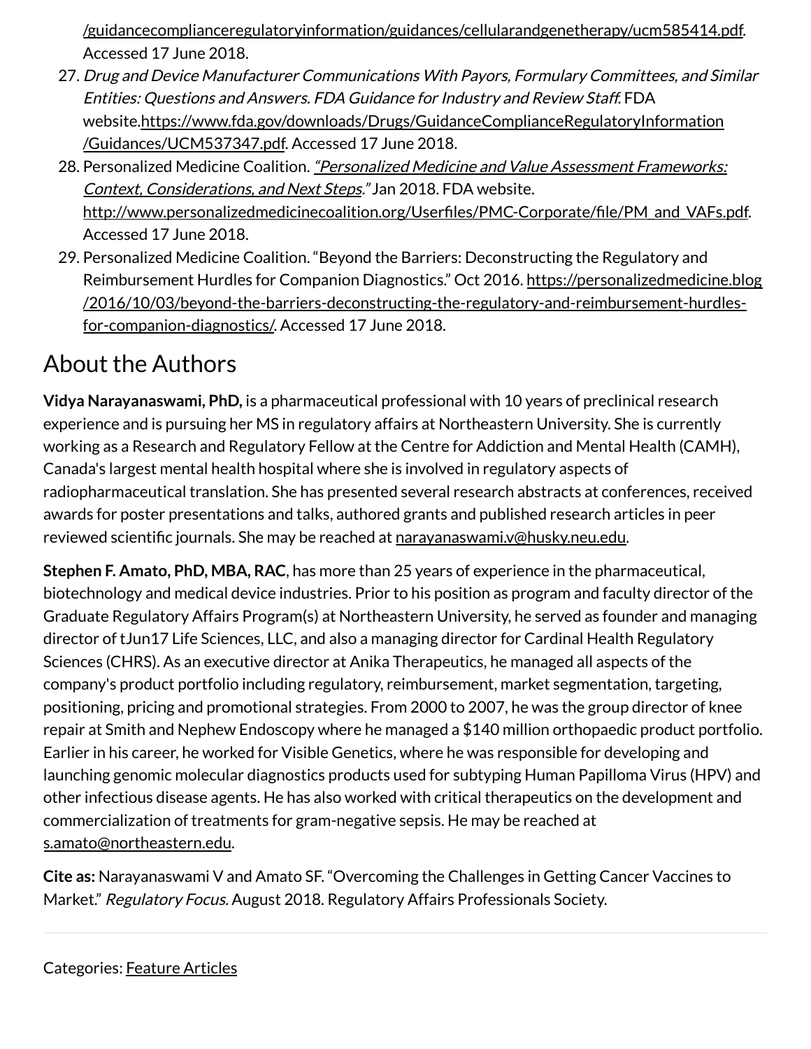/guidancecomplianceregulatoryinformation/guidances/cellularandgenetherapy/ucm585414.pdf. Accessed 17 June 2018.

27. *Drug and Device Manufacturer Communications With Payors, Formulary Committees, and Similar Entities: Questions and Answers. FDA Guidance for Industry and Review Staff.* FDA website.https://www.fda.gov/downloads/Drugs/GuidanceComplianceRegulatoryInformation/Guidances/UCM537347.pdf. Accessed 17 June 2018.
28. Personalized Medicine Coalition. *"Personalized Medicine and Value Assessment Frameworks: Context, Considerations, and Next Steps."* Jan 2018. FDA website. http://www.personalizedmedicinecoalition.org/Userfiles/PMC-Corporate/file/PM_and_VAFs.pdf. Accessed 17 June 2018.
29. Personalized Medicine Coalition. "Beyond the Barriers: Deconstructing the Regulatory and Reimbursement Hurdles for Companion Diagnostics." Oct 2016. https://personalizedmedicine.blog/2016/10/03/beyond-the-barriers-deconstructing-the-regulatory-and-reimbursement-hurdles-for-companion-diagnostics/. Accessed 17 June 2018.

## About the Authors

**Vidya Narayanaswami, PhD,** is a pharmaceutical professional with 10 years of preclinical research experience and is pursuing her MS in regulatory affairs at Northeastern University. She is currently working as a Research and Regulatory Fellow at the Centre for Addiction and Mental Health (CAMH), Canada's largest mental health hospital where she is involved in regulatory aspects of radiopharmaceutical translation. She has presented several research abstracts at conferences, received awards for poster presentations and talks, authored grants and published research articles in peer reviewed scientific journals. She may be reached at narayanaswami.v@husky.neu.edu.

**Stephen F. Amato, PhD, MBA, RAC**, has more than 25 years of experience in the pharmaceutical, biotechnology and medical device industries. Prior to his position as program and faculty director of the Graduate Regulatory Affairs Program(s) at Northeastern University, he served as founder and managing director of tJun17 Life Sciences, LLC, and also a managing director for Cardinal Health Regulatory Sciences (CHRS). As an executive director at Anika Therapeutics, he managed all aspects of the company's product portfolio including regulatory, reimbursement, market segmentation, targeting, positioning, pricing and promotional strategies. From 2000 to 2007, he was the group director of knee repair at Smith and Nephew Endoscopy where he managed a $140 million orthopaedic product portfolio. Earlier in his career, he worked for Visible Genetics, where he was responsible for developing and launching genomic molecular diagnostics products used for subtyping Human Papilloma Virus (HPV) and other infectious disease agents. He has also worked with critical therapeutics on the development and commercialization of treatments for gram-negative sepsis. He may be reached at s.amato@northeastern.edu.

**Cite as:** Narayanaswami V and Amato SF. "Overcoming the Challenges in Getting Cancer Vaccines to Market." *Regulatory Focus.* August 2018. Regulatory Affairs Professionals Society.

---

Categories: Feature Articles